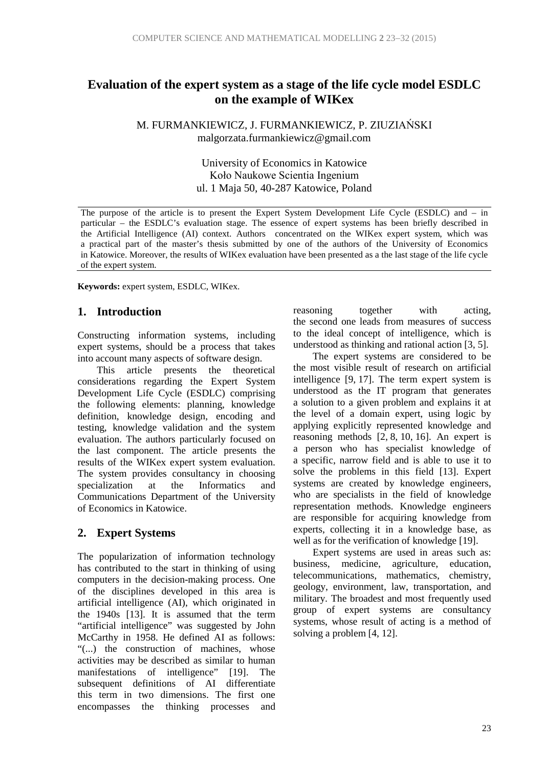# Evaluation of the expert system as a stage of the life cycle model ESDLC on the example of WIKex

M. FURMANKIEWICZ, J. FURMANKIEWICZ, P. ZIUZIAŃSKI
malgorzata.furmankiewicz@gmail.com

University of Economics in Katowice
Koło Naukowe Scientia Ingenium
ul. 1 Maja 50, 40-287 Katowice, Poland

The purpose of the article is to present the Expert System Development Life Cycle (ESDLC) and – in particular – the ESDLC's evaluation stage. The essence of expert systems has been briefly described in the Artificial Intelligence (AI) context. Authors concentrated on the WIKex expert system, which was a practical part of the master's thesis submitted by one of the authors of the University of Economics in Katowice. Moreover, the results of WIKex evaluation have been presented as a the last stage of the life cycle of the expert system.

**Keywords:** expert system, ESDLC, WIKex.

## 1. Introduction

Constructing information systems, including expert systems, should be a process that takes into account many aspects of software design.

This article presents the theoretical considerations regarding the Expert System Development Life Cycle (ESDLC) comprising the following elements: planning, knowledge definition, knowledge design, encoding and testing, knowledge validation and the system evaluation. The authors particularly focused on the last component. The article presents the results of the WIKex expert system evaluation. The system provides consultancy in choosing specialization at the Informatics and Communications Department of the University of Economics in Katowice.

## 2. Expert Systems

The popularization of information technology has contributed to the start in thinking of using computers in the decision-making process. One of the disciplines developed in this area is artificial intelligence (AI), which originated in the 1940s [13]. It is assumed that the term "artificial intelligence" was suggested by John McCarthy in 1958. He defined AI as follows: "(...) the construction of machines, whose activities may be described as similar to human manifestations of intelligence" [19]. The subsequent definitions of AI differentiate this term in two dimensions. The first one encompasses the thinking processes and reasoning together with acting, the second one leads from measures of success to the ideal concept of intelligence, which is understood as thinking and rational action [3, 5].

The expert systems are considered to be the most visible result of research on artificial intelligence [9, 17]. The term expert system is understood as the IT program that generates a solution to a given problem and explains it at the level of a domain expert, using logic by applying explicitly represented knowledge and reasoning methods [2, 8, 10, 16]. An expert is a person who has specialist knowledge of a specific, narrow field and is able to use it to solve the problems in this field [13]. Expert systems are created by knowledge engineers, who are specialists in the field of knowledge representation methods. Knowledge engineers are responsible for acquiring knowledge from experts, collecting it in a knowledge base, as well as for the verification of knowledge [19].

Expert systems are used in areas such as: business, medicine, agriculture, education, telecommunications, mathematics, chemistry, geology, environment, law, transportation, and military. The broadest and most frequently used group of expert systems are consultancy systems, whose result of acting is a method of solving a problem [4, 12].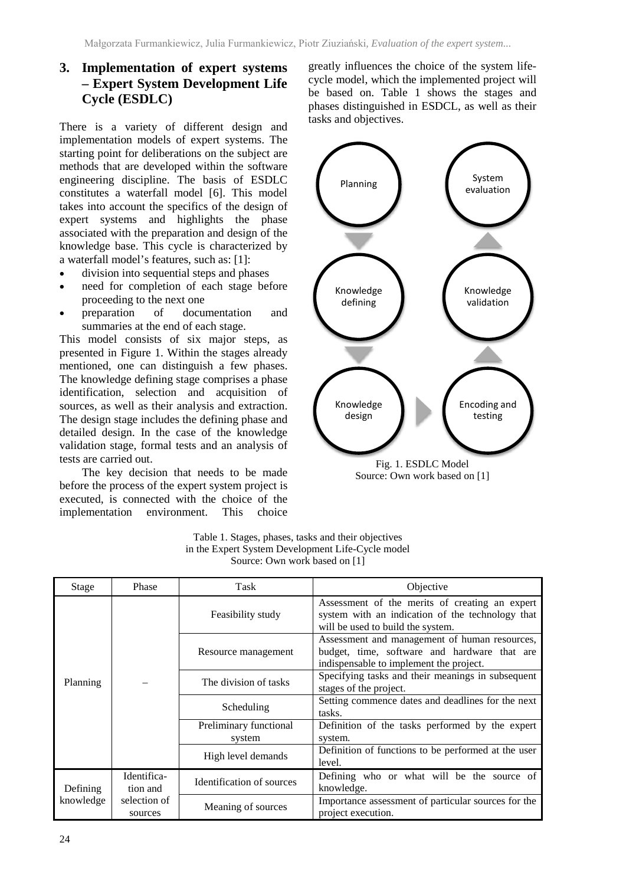## 3. Implementation of expert systems – Expert System Development Life Cycle (ESDLC)

There is a variety of different design and implementation models of expert systems. The starting point for deliberations on the subject are methods that are developed within the software engineering discipline. The basis of ESDLC constitutes a waterfall model [6]. This model takes into account the specifics of the design of expert systems and highlights the phase associated with the preparation and design of the knowledge base. This cycle is characterized by a waterfall model's features, such as: [1]:

- division into sequential steps and phases
- need for completion of each stage before proceeding to the next one
- preparation of documentation and summaries at the end of each stage.

This model consists of six major steps, as presented in Figure 1. Within the stages already mentioned, one can distinguish a few phases. The knowledge defining stage comprises a phase identification, selection and acquisition of sources, as well as their analysis and extraction. The design stage includes the defining phase and detailed design. In the case of the knowledge validation stage, formal tests and an analysis of tests are carried out.

The key decision that needs to be made before the process of the expert system project is executed, is connected with the choice of the implementation environment. This choice greatly influences the choice of the system life-cycle model, which the implemented project will be based on. Table 1 shows the stages and phases distinguished in ESDCL, as well as their tasks and objectives.

Planning → Knowledge defining → Knowledge design → Encoding and testing → Knowledge validation → System evaluation

Fig. 1. ESDLC Model
Source: Own work based on [1]

Table 1. Stages, phases, tasks and their objectives in the Expert System Development Life-Cycle model
Source: Own work based on [1]

| Stage | Phase | Task | Objective |
|---|---|---|---|
| Planning | – | Feasibility study | Assessment of the merits of creating an expert system with an indication of the technology that will be used to build the system. |
| | | Resource management | Assessment and management of human resources, budget, time, software and hardware that are indispensable to implement the project. |
| | | The division of tasks | Specifying tasks and their meanings in subsequent stages of the project. |
| | | Scheduling | Setting commence dates and deadlines for the next tasks. |
| | | Preliminary functional system | Definition of the tasks performed by the expert system. |
| | | High level demands | Definition of functions to be performed at the user level. |
| Defining knowledge | Identification and selection of sources | Identification of sources | Defining who or what will be the source of knowledge. |
| | | Meaning of sources | Importance assessment of particular sources for the project execution. |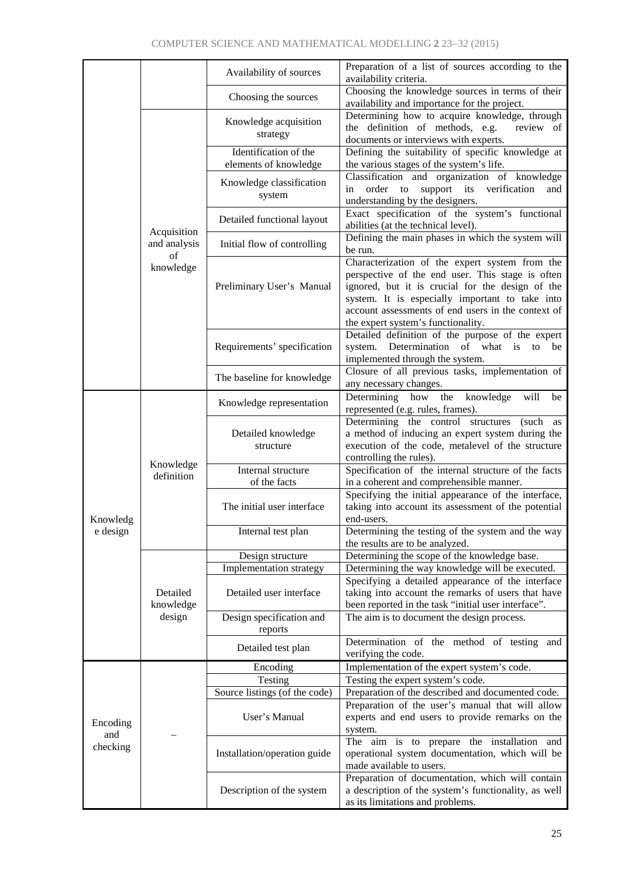| | | | |
|---|---|---|---|
| | | Availability of sources | Preparation of a list of sources according to the availability criteria. |
| | | Choosing the sources | Choosing the knowledge sources in terms of their availability and importance for the project. |
| | Acquisition and analysis of knowledge | Knowledge acquisition strategy | Determining how to acquire knowledge, through the definition of methods, e.g. review of documents or interviews with experts. |
| | | Identification of the elements of knowledge | Defining the suitability of specific knowledge at the various stages of the system's life. |
| | | Knowledge classification system | Classification and organization of knowledge in order to support its verification and understanding by the designers. |
| | | Detailed functional layout | Exact specification of the system's functional abilities (at the technical level). |
| | | Initial flow of controlling | Defining the main phases in which the system will be run. |
| | | Preliminary User's Manual | Characterization of the expert system from the perspective of the end user. This stage is often ignored, but it is crucial for the design of the system. It is especially important to take into account assessments of end users in the context of the expert system's functionality. |
| | | Requirements' specification | Detailed definition of the purpose of the expert system. Determination of what is to be implemented through the system. |
| | | The baseline for knowledge | Closure of all previous tasks, implementation of any necessary changes. |
| Knowledge design | Knowledge definition | Knowledge representation | Determining how the knowledge will be represented (e.g. rules, frames). |
| | | Detailed knowledge structure | Determining the control structures (such as a method of inducing an expert system during the execution of the code, metalevel of the structure controlling the rules). |
| | | Internal structure of the facts | Specification of the internal structure of the facts in a coherent and comprehensible manner. |
| | | The initial user interface | Specifying the initial appearance of the interface, taking into account its assessment of the potential end-users. |
| | | Internal test plan | Determining the testing of the system and the way the results are to be analyzed. |
| | Detailed knowledge design | Design structure | Determining the scope of the knowledge base. |
| | | Implementation strategy | Determining the way knowledge will be executed. |
| | | Detailed user interface | Specifying a detailed appearance of the interface taking into account the remarks of users that have been reported in the task "initial user interface". |
| | | Design specification and reports | The aim is to document the design process. |
| | | Detailed test plan | Determination of the method of testing and verifying the code. |
| Encoding and checking | – | Encoding | Implementation of the expert system's code. |
| | | Testing | Testing the expert system's code. |
| | | Source listings (of the code) | Preparation of the described and documented code. |
| | | User's Manual | Preparation of the user's manual that will allow experts and end users to provide remarks on the system. |
| | | Installation/operation guide | The aim is to prepare the installation and operational system documentation, which will be made available to users. |
| | | Description of the system | Preparation of documentation, which will contain a description of the system's functionality, as well as its limitations and problems. |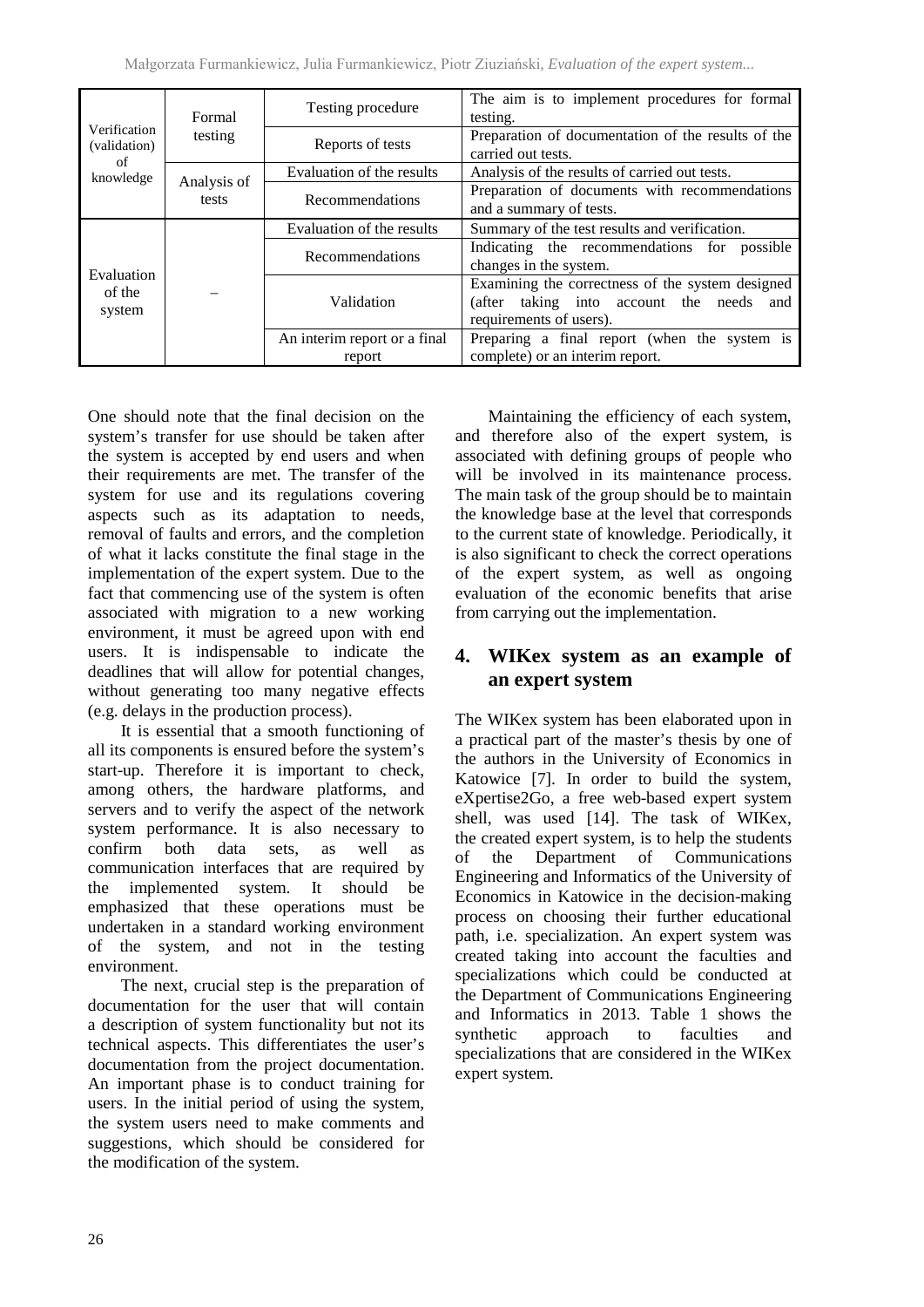| Verification (validation) of knowledge | Formal testing | Testing procedure | The aim is to implement procedures for formal testing. |
|---|---|---|---|
| | | Reports of tests | Preparation of documentation of the results of the carried out tests. |
| | Analysis of tests | Evaluation of the results | Analysis of the results of carried out tests. |
| | | Recommendations | Preparation of documents with recommendations and a summary of tests. |
| Evaluation of the system | – | Evaluation of the results | Summary of the test results and verification. |
| | | Recommendations | Indicating the recommendations for possible changes in the system. |
| | | Validation | Examining the correctness of the system designed (after taking into account the needs and requirements of users). |
| | | An interim report or a final report | Preparing a final report (when the system is complete) or an interim report. |

One should note that the final decision on the system's transfer for use should be taken after the system is accepted by end users and when their requirements are met. The transfer of the system for use and its regulations covering aspects such as its adaptation to needs, removal of faults and errors, and the completion of what it lacks constitute the final stage in the implementation of the expert system. Due to the fact that commencing use of the system is often associated with migration to a new working environment, it must be agreed upon with end users. It is indispensable to indicate the deadlines that will allow for potential changes, without generating too many negative effects (e.g. delays in the production process).

It is essential that a smooth functioning of all its components is ensured before the system's start-up. Therefore it is important to check, among others, the hardware platforms, and servers and to verify the aspect of the network system performance. It is also necessary to confirm both data sets, as well as communication interfaces that are required by the implemented system. It should be emphasized that these operations must be undertaken in a standard working environment of the system, and not in the testing environment.

The next, crucial step is the preparation of documentation for the user that will contain a description of system functionality but not its technical aspects. This differentiates the user's documentation from the project documentation. An important phase is to conduct training for users. In the initial period of using the system, the system users need to make comments and suggestions, which should be considered for the modification of the system.

Maintaining the efficiency of each system, and therefore also of the expert system, is associated with defining groups of people who will be involved in its maintenance process. The main task of the group should be to maintain the knowledge base at the level that corresponds to the current state of knowledge. Periodically, it is also significant to check the correct operations of the expert system, as well as ongoing evaluation of the economic benefits that arise from carrying out the implementation.

## 4. WIKex system as an example of an expert system

The WIKex system has been elaborated upon in a practical part of the master's thesis by one of the authors in the University of Economics in Katowice [7]. In order to build the system, eXpertise2Go, a free web-based expert system shell, was used [14]. The task of WIKex, the created expert system, is to help the students of the Department of Communications Engineering and Informatics of the University of Economics in Katowice in the decision-making process on choosing their further educational path, i.e. specialization. An expert system was created taking into account the faculties and specializations which could be conducted at the Department of Communications Engineering and Informatics in 2013. Table 1 shows the synthetic approach to faculties and specializations that are considered in the WIKex expert system.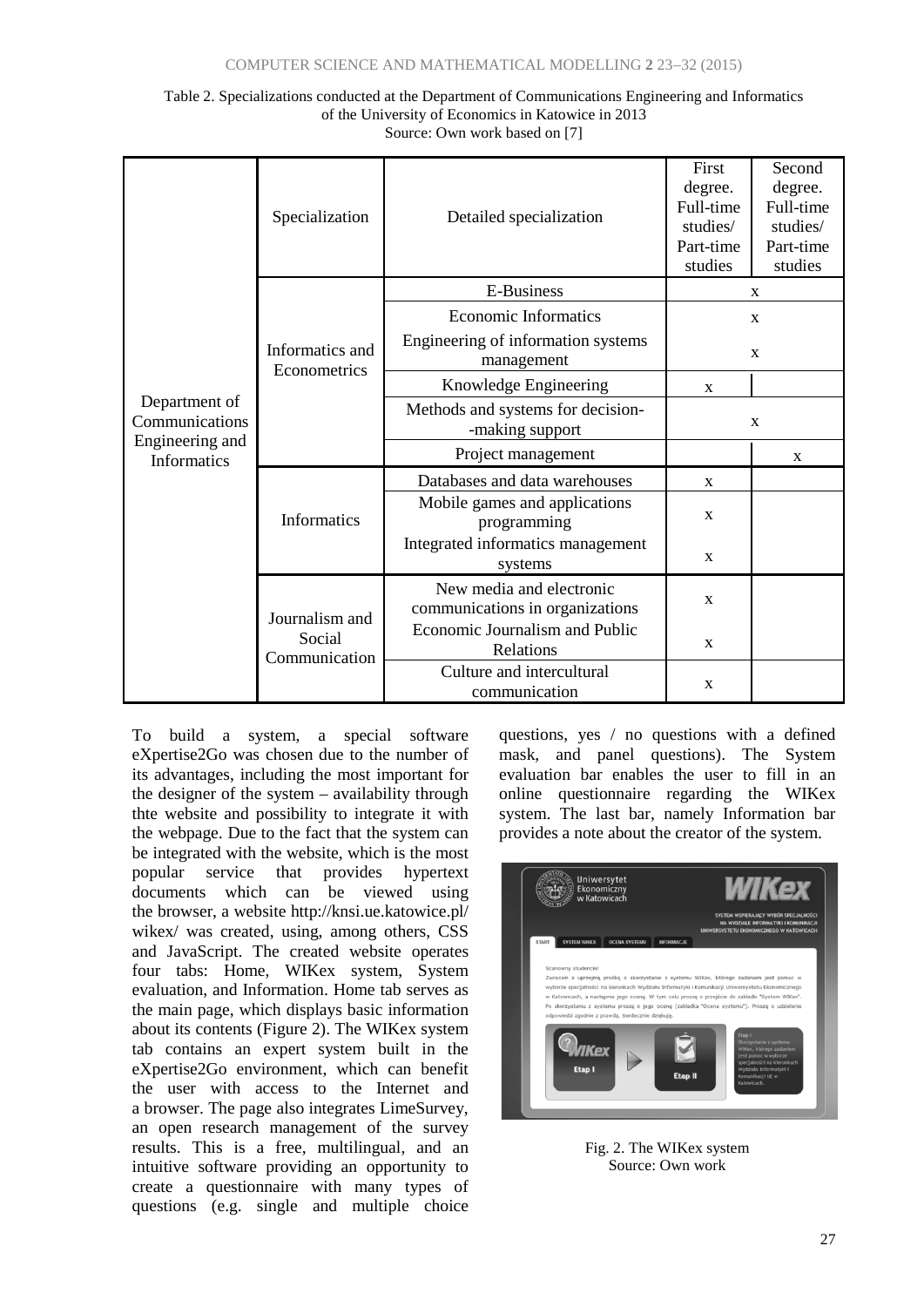Table 2. Specializations conducted at the Department of Communications Engineering and Informatics of the University of Economics in Katowice in 2013
Source: Own work based on [7]

| | Specialization | Detailed specialization | First degree. Full-time studies/ Part-time studies | Second degree. Full-time studies/ Part-time studies |
|---|---|---|---|---|
| Department of Communications Engineering and Informatics | Informatics and Econometrics | E-Business | x | |
| | | Economic Informatics | x | |
| | | Engineering of information systems management | x | |
| | | Knowledge Engineering | x | |
| | | Methods and systems for decision-making support | x | |
| | | Project management | | x |
| | Informatics | Databases and data warehouses | x | |
| | | Mobile games and applications programming | x | |
| | | Integrated informatics management systems | x | |
| | Journalism and Social Communication | New media and electronic communications in organizations | x | |
| | | Economic Journalism and Public Relations | x | |
| | | Culture and intercultural communication | x | |

To build a system, a special software eXpertise2Go was chosen due to the number of its advantages, including the most important for the designer of the system – availability through thte website and possibility to integrate it with the webpage. Due to the fact that the system can be integrated with the website, which is the most popular service that provides hypertext documents which can be viewed using the browser, a website http://knsi.ue.katowice.pl/wikex/ was created, using, among others, CSS and JavaScript. The created website operates four tabs: Home, WIKex system, System evaluation, and Information. Home tab serves as the main page, which displays basic information about its contents (Figure 2). The WIKex system tab contains an expert system built in the eXpertise2Go environment, which can benefit the user with access to the Internet and a browser. The page also integrates LimeSurvey, an open research management of the survey results. This is a free, multilingual, and an intuitive software providing an opportunity to create a questionnaire with many types of questions (e.g. single and multiple choice questions, yes / no questions with a defined mask, and panel questions). The System evaluation bar enables the user to fill in an online questionnaire regarding the WIKex system. The last bar, namely Information bar provides a note about the creator of the system.

Fig. 2. The WIKex system
Source: Own work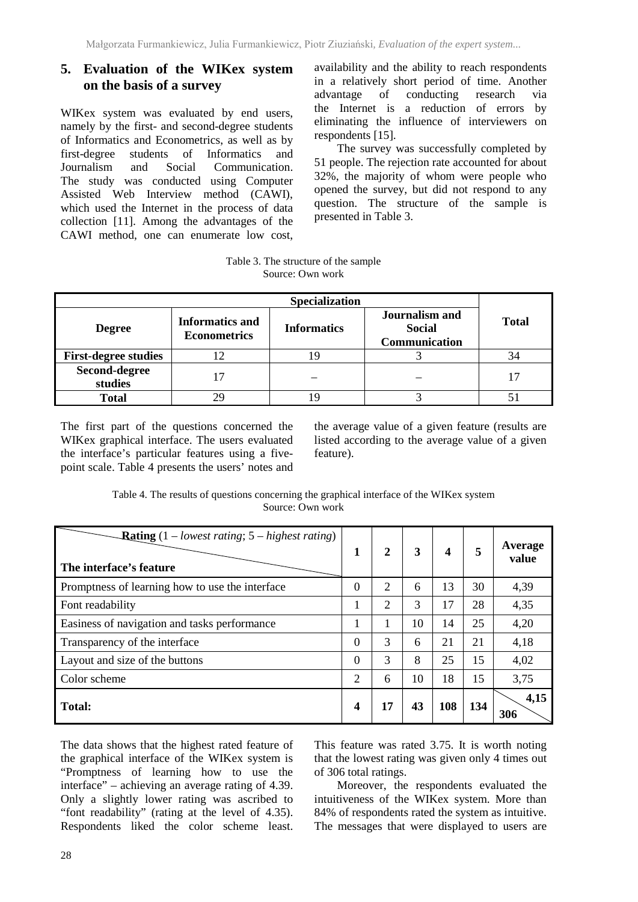## 5. Evaluation of the WIKex system on the basis of a survey

WIKex system was evaluated by end users, namely by the first- and second-degree students of Informatics and Econometrics, as well as by first-degree students of Informatics and Journalism and Social Communication. The study was conducted using Computer Assisted Web Interview method (CAWI), which used the Internet in the process of data collection [11]. Among the advantages of the CAWI method, one can enumerate low cost, availability and the ability to reach respondents in a relatively short period of time. Another advantage of conducting research via the Internet is a reduction of errors by eliminating the influence of interviewers on respondents [15].

The survey was successfully completed by 51 people. The rejection rate accounted for about 32%, the majority of whom were people who opened the survey, but did not respond to any question. The structure of the sample is presented in Table 3.

Table 3. The structure of the sample
Source: Own work

| | Specialization | | | |
|---|---|---|---|---|
| **Degree** | **Informatics and Econometrics** | **Informatics** | **Journalism and Social Communication** | **Total** |
| **First-degree studies** | 12 | 19 | 3 | 34 |
| **Second-degree studies** | 17 | – | – | 17 |
| **Total** | 29 | 19 | 3 | 51 |

The first part of the questions concerned the WIKex graphical interface. The users evaluated the interface's particular features using a five-point scale. Table 4 presents the users' notes and the average value of a given feature (results are listed according to the average value of a given feature).

Table 4. The results of questions concerning the graphical interface of the WIKex system
Source: Own work

| **Rating** (1 – *lowest rating*; 5 – *highest rating*) / **The interface's feature** | **1** | **2** | **3** | **4** | **5** | **Average value** |
|---|---|---|---|---|---|---|
| Promptness of learning how to use the interface | 0 | 2 | 6 | 13 | 30 | 4,39 |
| Font readability | 1 | 2 | 3 | 17 | 28 | 4,35 |
| Easiness of navigation and tasks performance | 1 | 1 | 10 | 14 | 25 | 4,20 |
| Transparency of the interface | 0 | 3 | 6 | 21 | 21 | 4,18 |
| Layout and size of the buttons | 0 | 3 | 8 | 25 | 15 | 4,02 |
| Color scheme | 2 | 6 | 10 | 18 | 15 | 3,75 |
| **Total:** | **4** | **17** | **43** | **108** | **134** | **4,15** / **306** |

The data shows that the highest rated feature of the graphical interface of the WIKex system is "Promptness of learning how to use the interface" – achieving an average rating of 4.39. Only a slightly lower rating was ascribed to "font readability" (rating at the level of 4.35). Respondents liked the color scheme least. This feature was rated 3.75. It is worth noting that the lowest rating was given only 4 times out of 306 total ratings.

Moreover, the respondents evaluated the intuitiveness of the WIKex system. More than 84% of respondents rated the system as intuitive. The messages that were displayed to users are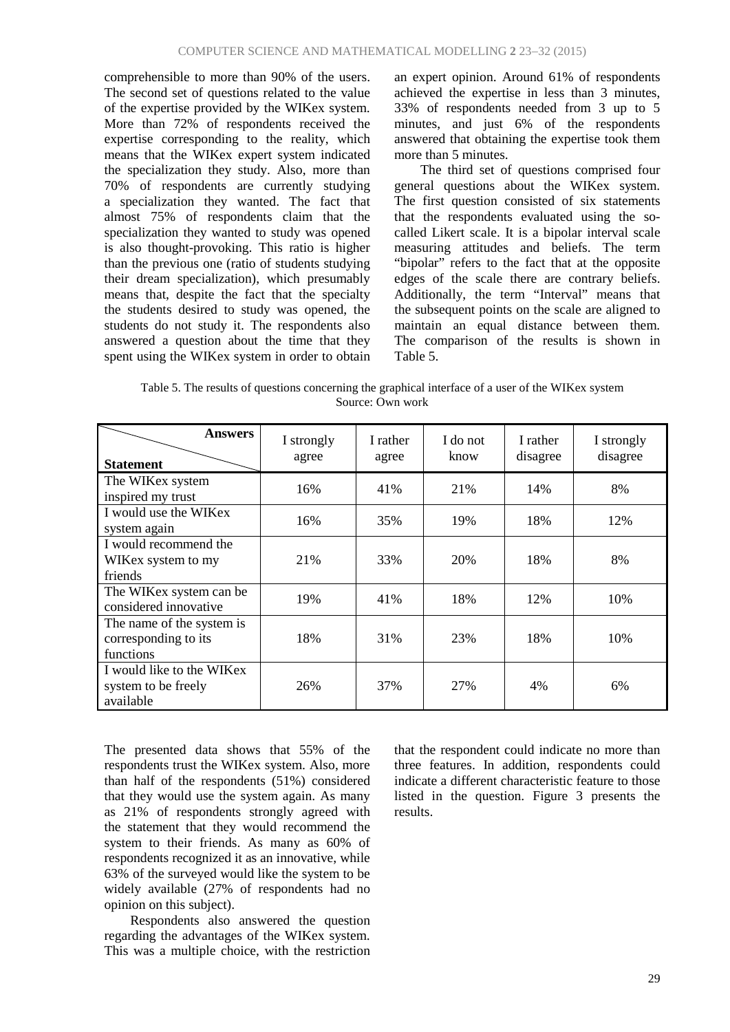comprehensible to more than 90% of the users. The second set of questions related to the value of the expertise provided by the WIKex system. More than 72% of respondents received the expertise corresponding to the reality, which means that the WIKex expert system indicated the specialization they study. Also, more than 70% of respondents are currently studying a specialization they wanted. The fact that almost 75% of respondents claim that the specialization they wanted to study was opened is also thought-provoking. This ratio is higher than the previous one (ratio of students studying their dream specialization), which presumably means that, despite the fact that the specialty the students desired to study was opened, the students do not study it. The respondents also answered a question about the time that they spent using the WIKex system in order to obtain an expert opinion. Around 61% of respondents achieved the expertise in less than 3 minutes, 33% of respondents needed from 3 up to 5 minutes, and just 6% of the respondents answered that obtaining the expertise took them more than 5 minutes.

The third set of questions comprised four general questions about the WIKex system. The first question consisted of six statements that the respondents evaluated using the so-called Likert scale. It is a bipolar interval scale measuring attitudes and beliefs. The term "bipolar" refers to the fact that at the opposite edges of the scale there are contrary beliefs. Additionally, the term "Interval" means that the subsequent points on the scale are aligned to maintain an equal distance between them. The comparison of the results is shown in Table 5.

Table 5. The results of questions concerning the graphical interface of a user of the WIKex system
Source: Own work

| **Statement** / **Answers** | I strongly agree | I rather agree | I do not know | I rather disagree | I strongly disagree |
|---|---|---|---|---|---|
| The WIKex system inspired my trust | 16% | 41% | 21% | 14% | 8% |
| I would use the WIKex system again | 16% | 35% | 19% | 18% | 12% |
| I would recommend the WIKex system to my friends | 21% | 33% | 20% | 18% | 8% |
| The WIKex system can be considered innovative | 19% | 41% | 18% | 12% | 10% |
| The name of the system is corresponding to its functions | 18% | 31% | 23% | 18% | 10% |
| I would like to the WIKex system to be freely available | 26% | 37% | 27% | 4% | 6% |

The presented data shows that 55% of the respondents trust the WIKex system. Also, more than half of the respondents (51%) considered that they would use the system again. As many as 21% of respondents strongly agreed with the statement that they would recommend the system to their friends. As many as 60% of respondents recognized it as an innovative, while 63% of the surveyed would like the system to be widely available (27% of respondents had no opinion on this subject).

Respondents also answered the question regarding the advantages of the WIKex system. This was a multiple choice, with the restriction that the respondent could indicate no more than three features. In addition, respondents could indicate a different characteristic feature to those listed in the question. Figure 3 presents the results.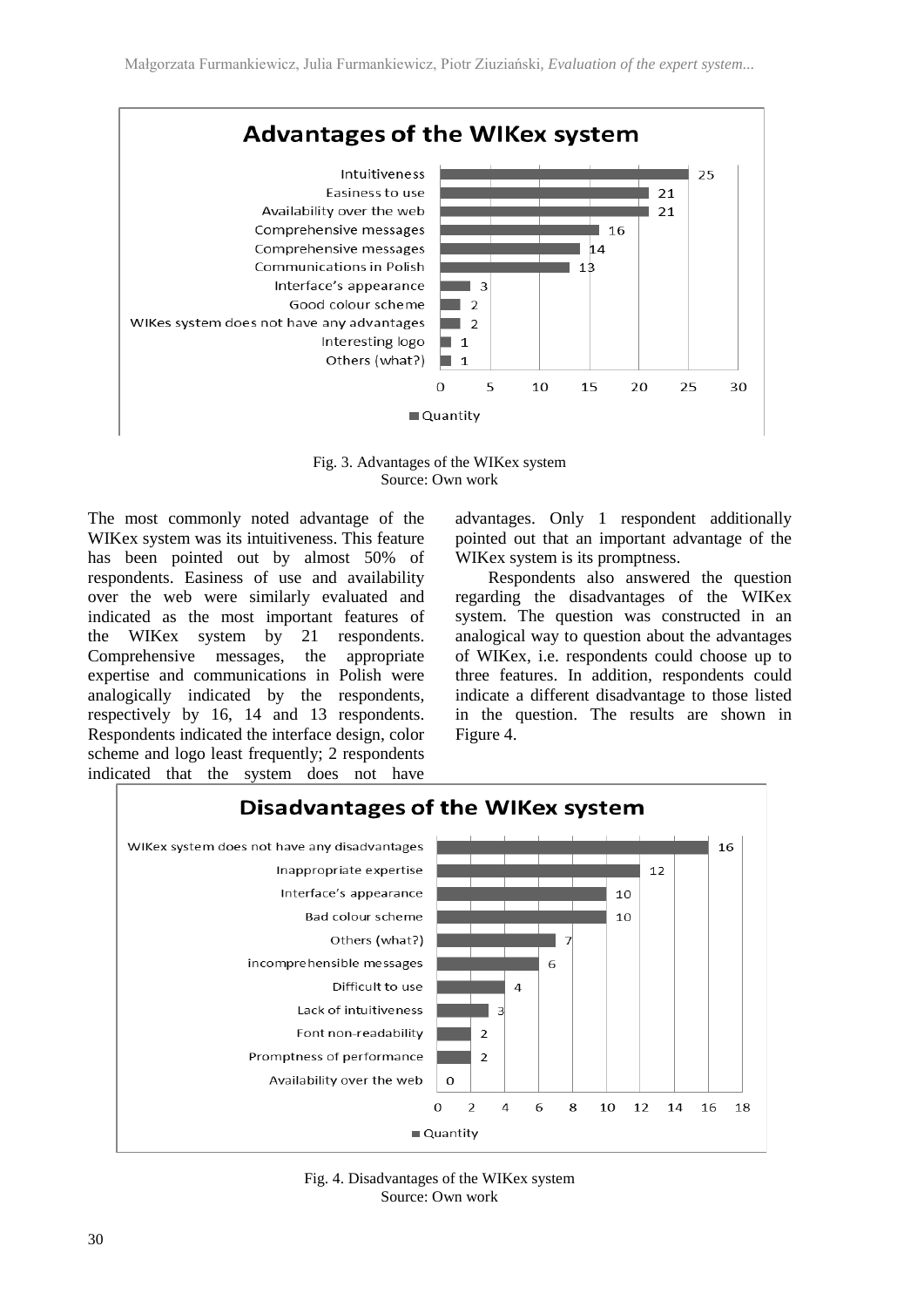Fig. 3. Advantages of the WIKex system
Source: Own work

The most commonly noted advantage of the WIKex system was its intuitiveness. This feature has been pointed out by almost 50% of respondents. Easiness of use and availability over the web were similarly evaluated and indicated as the most important features of the WIKex system by 21 respondents. Comprehensive messages, the appropriate expertise and communications in Polish were analogically indicated by the respondents, respectively by 16, 14 and 13 respondents. Respondents indicated the interface design, color scheme and logo least frequently; 2 respondents indicated that the system does not have advantages. Only 1 respondent additionally pointed out that an important advantage of the WIKex system is its promptness.

Respondents also answered the question regarding the disadvantages of the WIKex system. The question was constructed in an analogical way to question about the advantages of WIKex, i.e. respondents could choose up to three features. In addition, respondents could indicate a different disadvantage to those listed in the question. The results are shown in Figure 4.

Fig. 4. Disadvantages of the WIKex system
Source: Own work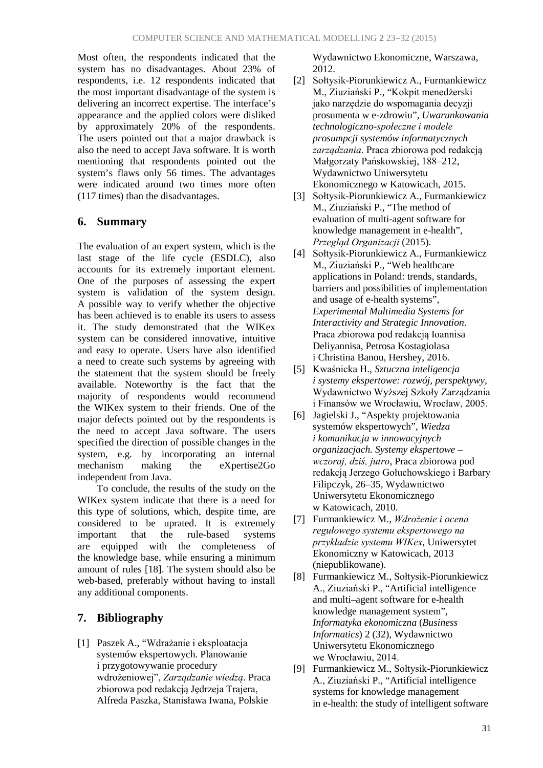Most often, the respondents indicated that the system has no disadvantages. About 23% of respondents, i.e. 12 respondents indicated that the most important disadvantage of the system is delivering an incorrect expertise. The interface's appearance and the applied colors were disliked by approximately 20% of the respondents. The users pointed out that a major drawback is also the need to accept Java software. It is worth mentioning that respondents pointed out the system's flaws only 56 times. The advantages were indicated around two times more often (117 times) than the disadvantages.

## 6. Summary

The evaluation of an expert system, which is the last stage of the life cycle (ESDLC), also accounts for its extremely important element. One of the purposes of assessing the expert system is validation of the system design. A possible way to verify whether the objective has been achieved is to enable its users to assess it. The study demonstrated that the WIKex system can be considered innovative, intuitive and easy to operate. Users have also identified a need to create such systems by agreeing with the statement that the system should be freely available. Noteworthy is the fact that the majority of respondents would recommend the WIKex system to their friends. One of the major defects pointed out by the respondents is the need to accept Java software. The users specified the direction of possible changes in the system, e.g. by incorporating an internal mechanism making the eXpertise2Go independent from Java.

To conclude, the results of the study on the WIKex system indicate that there is a need for this type of solutions, which, despite time, are considered to be uprated. It is extremely important that the rule-based systems are equipped with the completeness of the knowledge base, while ensuring a minimum amount of rules [18]. The system should also be web-based, preferably without having to install any additional components.

## 7. Bibliography

[1] Paszek A., "Wdrażanie i eksploatacja systemów ekspertowych. Planowanie i przygotowywanie procedury wdrożeniowej", *Zarządzanie wiedzą*. Praca zbiorowa pod redakcją Jędrzeja Trajera, Alfreda Paszka, Stanisława Iwana, Polskie Wydawnictwo Ekonomiczne, Warszawa, 2012.

[2] Sołtysik-Piorunkiewicz A., Furmankiewicz M., Ziuziański P., "Kokpit menedżerski jako narzędzie do wspomagania decyzji prosumenta w e-zdrowiu", *Uwarunkowania technologiczno-społeczne i modele prosumpcji systemów informatycznych zarządzania*. Praca zbiorowa pod redakcją Małgorzaty Pańskowskiej, 188–212, Wydawnictwo Uniwersytetu Ekonomicznego w Katowicach, 2015.

[3] Sołtysik-Piorunkiewicz A., Furmankiewicz M., Ziuziański P., "The method of evaluation of multi-agent software for knowledge management in e-health", *Przegląd Organizacji* (2015).

[4] Sołtysik-Piorunkiewicz A., Furmankiewicz M., Ziuziański P., "Web healthcare applications in Poland: trends, standards, barriers and possibilities of implementation and usage of e-health systems", *Experimental Multimedia Systems for Interactivity and Strategic Innovation*. Praca zbiorowa pod redakcją Ioannisa Deliyannisa, Petrosa Kostagiolasa i Christina Banou, Hershey, 2016.

[5] Kwaśnicka H., *Sztuczna inteligencja i systemy ekspertowe: rozwój, perspektywy*, Wydawnictwo Wyższej Szkoły Zarządzania i Finansów we Wrocławiu, Wrocław, 2005.

[6] Jagielski J., "Aspekty projektowania systemów ekspertowych", *Wiedza i komunikacja w innowacyjnych organizacjach. Systemy ekspertowe – wczoraj, dziś, jutro*, Praca zbiorowa pod redakcją Jerzego Gołuchowskiego i Barbary Filipczyk, 26–35, Wydawnictwo Uniwersytetu Ekonomicznego w Katowicach, 2010.

[7] Furmankiewicz M., *Wdrożenie i ocena regułowego systemu ekspertowego na przykładzie systemu WIKex*, Uniwersytet Ekonomiczny w Katowicach, 2013 (niepublikowane).

[8] Furmankiewicz M., Sołtysik-Piorunkiewicz A., Ziuziański P., "Artificial intelligence and multi–agent software for e-health knowledge management system", *Informatyka ekonomiczna* (*Business Informatics*) 2 (32), Wydawnictwo Uniwersytetu Ekonomicznego we Wrocławiu, 2014.

[9] Furmankiewicz M., Sołtysik-Piorunkiewicz A., Ziuziański P., "Artificial intelligence systems for knowledge management in e-health: the study of intelligent software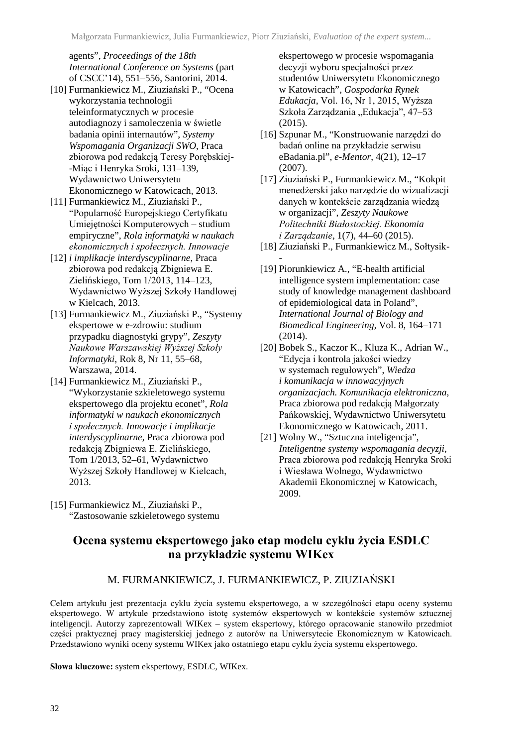agents", *Proceedings of the 18th International Conference on Systems* (part of CSCC'14), 551–556, Santorini, 2014.

[10] Furmankiewicz M., Ziuziański P., "Ocena wykorzystania technologii teleinformatycznych w procesie autodiagnozy i samoleczenia w świetle badania opinii internautów", *Systemy Wspomagania Organizacji SWO*, Praca zbiorowa pod redakcją Teresy Porębskiej--Miąc i Henryka Sroki, 131–139, Wydawnictwo Uniwersytetu Ekonomicznego w Katowicach, 2013.

[11] Furmankiewicz M., Ziuziański P., "Popularność Europejskiego Certyfikatu Umiejętności Komputerowych – studium empiryczne", *Rola informatyki w naukach ekonomicznych i społecznych. Innowacje*

[12] *i implikacje interdyscyplinarne*, Praca zbiorowa pod redakcją Zbigniewa E. Zielińskiego, Tom 1/2013, 114–123, Wydawnictwo Wyższej Szkoły Handlowej w Kielcach, 2013.

[13] Furmankiewicz M., Ziuziański P., "Systemy ekspertowe w e-zdrowiu: studium przypadku diagnostyki grypy", *Zeszyty Naukowe Warszawskiej Wyższej Szkoły Informatyki*, Rok 8, Nr 11, 55–68, Warszawa, 2014.

[14] Furmankiewicz M., Ziuziański P., "Wykorzystanie szkieletowego systemu ekspertowego dla projektu econet", *Rola informatyki w naukach ekonomicznych i społecznych. Innowacje i implikacje interdyscyplinarne*, Praca zbiorowa pod redakcją Zbigniewa E. Zielińskiego, Tom 1/2013, 52–61, Wydawnictwo Wyższej Szkoły Handlowej w Kielcach, 2013.

[15] Furmankiewicz M., Ziuziański P., "Zastosowanie szkieletowego systemu ekspertowego w procesie wspomagania decyzji wyboru specjalności przez studentów Uniwersytetu Ekonomicznego w Katowicach", *Gospodarka Rynek Edukacja*, Vol. 16, Nr 1, 2015, Wyższa Szkoła Zarządzania „Edukacja", 47–53 (2015).

[16] Szpunar M., "Konstruowanie narzędzi do badań online na przykładzie serwisu eBadania.pl", *e-Mentor*, 4(21), 12–17 (2007).

[17] Ziuziański P., Furmankiewicz M., "Kokpit menedżerski jako narzędzie do wizualizacji danych w kontekście zarządzania wiedzą w organizacji", *Zeszyty Naukowe Politechniki Białostockiej. Ekonomia i Zarządzanie*, 1(7), 44–60 (2015).

[18] Ziuziański P., Furmankiewicz M., Sołtysik--

[19] Piorunkiewicz A., "E-health artificial intelligence system implementation: case study of knowledge management dashboard of epidemiological data in Poland", *International Journal of Biology and Biomedical Engineering*, Vol. 8, 164–171 (2014).

[20] Bobek S., Kaczor K., Kluza K., Adrian W., "Edycja i kontrola jakości wiedzy w systemach regułowych", *Wiedza i komunikacja w innowacyjnych organizacjach. Komunikacja elektroniczna*, Praca zbiorowa pod redakcją Małgorzaty Pańkowskiej, Wydawnictwo Uniwersytetu Ekonomicznego w Katowicach, 2011.

[21] Wolny W., "Sztuczna inteligencja", *Inteligentne systemy wspomagania decyzji*, Praca zbiorowa pod redakcją Henryka Sroki i Wiesława Wolnego, Wydawnictwo Akademii Ekonomicznej w Katowicach, 2009.

## Ocena systemu ekspertowego jako etap modelu cyklu życia ESDLC na przykładzie systemu WIKex

M. FURMANKIEWICZ, J. FURMANKIEWICZ, P. ZIUZIAŃSKI

Celem artykułu jest prezentacja cyklu życia systemu ekspertowego, a w szczególności etapu oceny systemu ekspertowego. W artykule przedstawiono istotę systemów ekspertowych w kontekście systemów sztucznej inteligencji. Autorzy zaprezentowali WIKex – system ekspertowy, którego opracowanie stanowiło przedmiot części praktycznej pracy magisterskiej jednego z autorów na Uniwersytecie Ekonomicznym w Katowicach. Przedstawiono wyniki oceny systemu WIKex jako ostatniego etapu cyklu życia systemu ekspertowego.

**Słowa kluczowe:** system ekspertowy, ESDLC, WIKex.